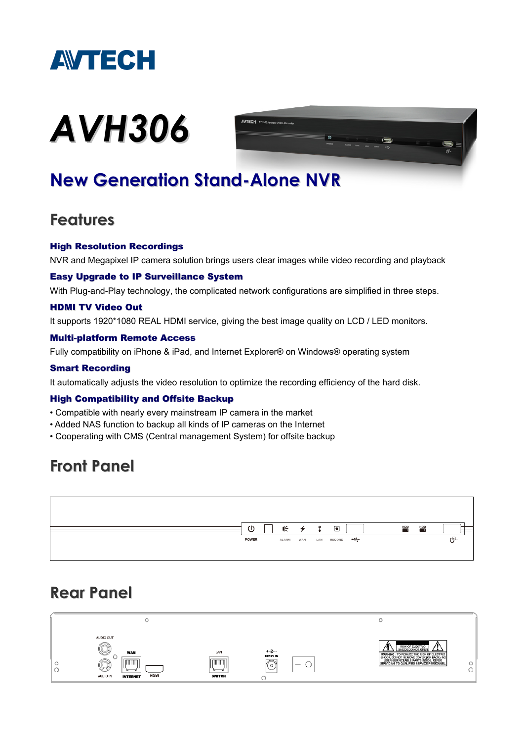# AVTECH

# AVH306

## New Generation Stand-Alone NVR

## Features

### High Resolution Recordings

NVR and Megapixel IP camera solution brings users clear images while video recording and playback

### Easy Upgrade to IP Surveillance System

With Plug-and-Play technology, the complicated network configurations are simplified in three steps.

### HDMI TV Video Out

It supports 1920*1080 REAL HDMI service, giving the best image quality on LCD / LED monitors.

### Multi-platform Remote Access

Fully compatibility on iPhone & iPad, and Internet Explorer® on Windows® operating system

### Smart Recording

It automatically adjusts the video resolution to optimize the recording efficiency of the hard disk.

### High Compatibility and Offsite Backup

- Compatible with nearly every mainstream IP camera in the market
- Added NAS function to backup all kinds of IP cameras on the Internet
- Cooperating with CMS (Central management System) for offsite backup

## Front Panel

POWER ALARM WAN LAN RECORD HDD1 HDD2

## Rear Panel

AUDIO OUT AUDIO IN WAN INTERNET HDMI LAN SWITCH DC19V IN

RISK OF ELECTRIC SHOCK DO NOT OPEN

WARNING : TO REDUCE THE RISK OF ELECTRIC SHOCK, DO NOT REMOVE COVER (OR BACK). NO USER-SERVICEABLE PARTS INSIDE. REFER SERVICING TO QUALIFIED SERVICE PERSONNEL.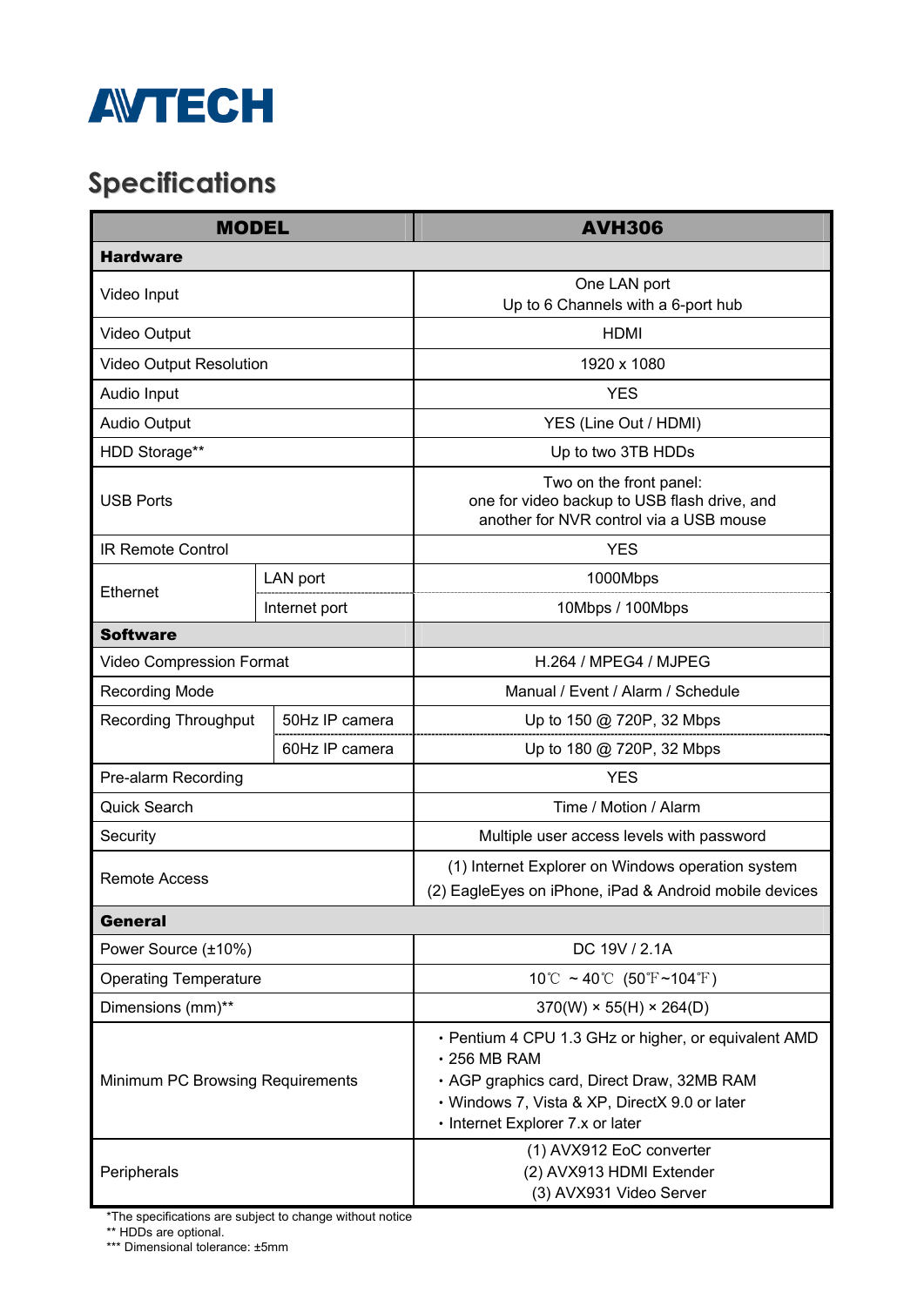AVTECH

# Specifications

| MODEL | | AVH306 |
|---|---|---|
| **Hardware** | | |
| Video Input | | One LAN port<br>Up to 6 Channels with a 6-port hub |
| Video Output | | HDMI |
| Video Output Resolution | | 1920 x 1080 |
| Audio Input | | YES |
| Audio Output | | YES (Line Out / HDMI) |
| HDD Storage** | | Up to two 3TB HDDs |
| USB Ports | | Two on the front panel:<br>one for video backup to USB flash drive, and<br>another for NVR control via a USB mouse |
| IR Remote Control | | YES |
| Ethernet | LAN port | 1000Mbps |
| | Internet port | 10Mbps / 100Mbps |
| **Software** | | |
| Video Compression Format | | H.264 / MPEG4 / MJPEG |
| Recording Mode | | Manual / Event / Alarm / Schedule |
| Recording Throughput | 50Hz IP camera | Up to 150 @ 720P, 32 Mbps |
| | 60Hz IP camera | Up to 180 @ 720P, 32 Mbps |
| Pre-alarm Recording | | YES |
| Quick Search | | Time / Motion / Alarm |
| Security | | Multiple user access levels with password |
| Remote Access | | (1) Internet Explorer on Windows operation system<br>(2) EagleEyes on iPhone, iPad & Android mobile devices |
| **General** | | |
| Power Source (±10%) | | DC 19V / 2.1A |
| Operating Temperature | | 10℃ ~ 40℃ (50℉~104℉) |
| Dimensions (mm)** | | 370(W) × 55(H) × 264(D) |
| Minimum PC Browsing Requirements | | • Pentium 4 CPU 1.3 GHz or higher, or equivalent AMD<br>• 256 MB RAM<br>• AGP graphics card, Direct Draw, 32MB RAM<br>• Windows 7, Vista & XP, DirectX 9.0 or later<br>• Internet Explorer 7.x or later |
| Peripherals | | (1) AVX912 EoC converter<br>(2) AVX913 HDMI Extender<br>(3) AVX931 Video Server |

*The specifications are subject to change without notice
** HDDs are optional.
*** Dimensional tolerance: ±5mm